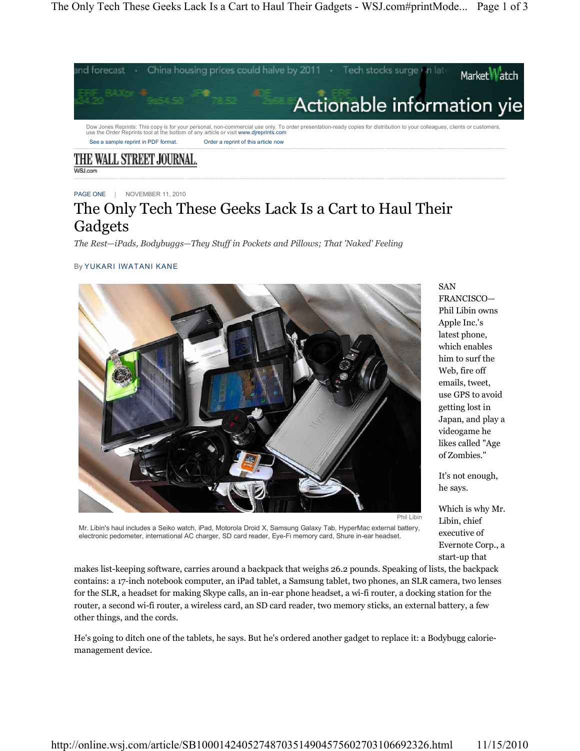Dow Jones Reprints: This copy is for your personal, non-commercial use only. To order presentation-ready copies for distribution to your colleagues, clients or customers, use the Order Reprints tool at the bottom of any article or visit www.djreprints.com

See a sample reprint in PDF format. Order a reprint of this article now

THE WALL STREET JOURNAL.
WSJ.com

PAGE ONE | NOVEMBER 11, 2010

# The Only Tech These Geeks Lack Is a Cart to Haul Their Gadgets

*The Rest—iPads, Bodybuggs—They Stuff in Pockets and Pillows; That 'Naked' Feeling*

By YUKARI IWATANI KANE

Phil Libin

Mr. Libin's haul includes a Seiko watch, iPad, Motorola Droid X, Samsung Galaxy Tab, HyperMac external battery, electronic pedometer, international AC charger, SD card reader, Eye-Fi memory card, Shure in-ear headset.

SAN FRANCISCO—Phil Libin owns Apple Inc.'s latest phone, which enables him to surf the Web, fire off emails, tweet, use GPS to avoid getting lost in Japan, and play a videogame he likes called "Age of Zombies."

It's not enough, he says.

Which is why Mr. Libin, chief executive of Evernote Corp., a start-up that makes list-keeping software, carries around a backpack that weighs 26.2 pounds. Speaking of lists, the backpack contains: a 17-inch notebook computer, an iPad tablet, a Samsung tablet, two phones, an SLR camera, two lenses for the SLR, a headset for making Skype calls, an in-ear phone headset, a wi-fi router, a docking station for the router, a second wi-fi router, a wireless card, an SD card reader, two memory sticks, an external battery, a few other things, and the cords.

He's going to ditch one of the tablets, he says. But he's ordered another gadget to replace it: a Bodybugg calorie-management device.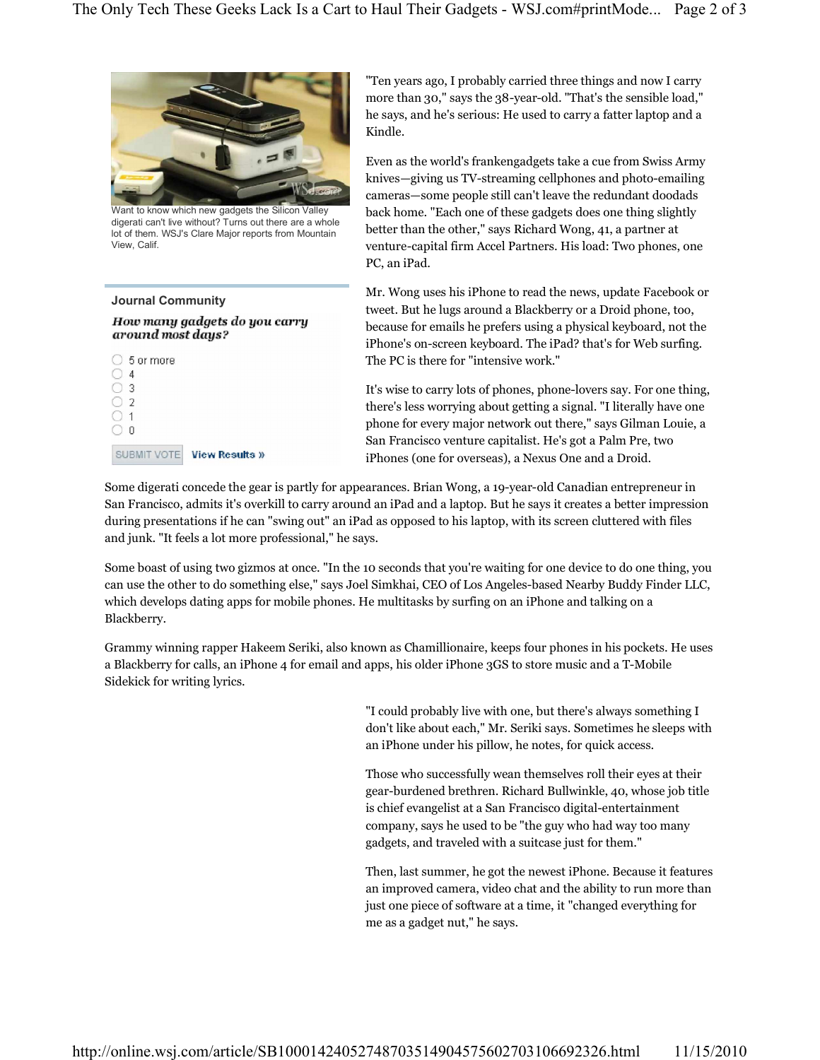Want to know which new gadgets the Silicon Valley digerati can't live without? Turns out there are a whole lot of them. WSJ's Clare Major reports from Mountain View, Calif.

"Ten years ago, I probably carried three things and now I carry more than 30," says the 38-year-old. "That's the sensible load," he says, and he's serious: He used to carry a fatter laptop and a Kindle.

Even as the world's frankengadgets take a cue from Swiss Army knives—giving us TV-streaming cellphones and photo-emailing cameras—some people still can't leave the redundant doodads back home. "Each one of these gadgets does one thing slightly better than the other," says Richard Wong, 41, a partner at venture-capital firm Accel Partners. His load: Two phones, one PC, an iPad.

Mr. Wong uses his iPhone to read the news, update Facebook or tweet. But he lugs around a Blackberry or a Droid phone, too, because for emails he prefers using a physical keyboard, not the iPhone's on-screen keyboard. The iPad? that's for Web surfing. The PC is there for "intensive work."

It's wise to carry lots of phones, phone-lovers say. For one thing, there's less worrying about getting a signal. "I literally have one phone for every major network out there," says Gilman Louie, a San Francisco venture capitalist. He's got a Palm Pre, two iPhones (one for overseas), a Nexus One and a Droid.

**Journal Community**

*How many gadgets do you carry around most days?*

- 5 or more
- 4
- 3
- 2
- 1
- 0

SUBMIT VOTE View Results »

Some digerati concede the gear is partly for appearances. Brian Wong, a 19-year-old Canadian entrepreneur in San Francisco, admits it's overkill to carry around an iPad and a laptop. But he says it creates a better impression during presentations if he can "swing out" an iPad as opposed to his laptop, with its screen cluttered with files and junk. "It feels a lot more professional," he says.

Some boast of using two gizmos at once. "In the 10 seconds that you're waiting for one device to do one thing, you can use the other to do something else," says Joel Simkhai, CEO of Los Angeles-based Nearby Buddy Finder LLC, which develops dating apps for mobile phones. He multitasks by surfing on an iPhone and talking on a Blackberry.

Grammy winning rapper Hakeem Seriki, also known as Chamillionaire, keeps four phones in his pockets. He uses a Blackberry for calls, an iPhone 4 for email and apps, his older iPhone 3GS to store music and a T-Mobile Sidekick for writing lyrics.

"I could probably live with one, but there's always something I don't like about each," Mr. Seriki says. Sometimes he sleeps with an iPhone under his pillow, he notes, for quick access.

Those who successfully wean themselves roll their eyes at their gear-burdened brethren. Richard Bullwinkle, 40, whose job title is chief evangelist at a San Francisco digital-entertainment company, says he used to be "the guy who had way too many gadgets, and traveled with a suitcase just for them."

Then, last summer, he got the newest iPhone. Because it features an improved camera, video chat and the ability to run more than just one piece of software at a time, it "changed everything for me as a gadget nut," he says.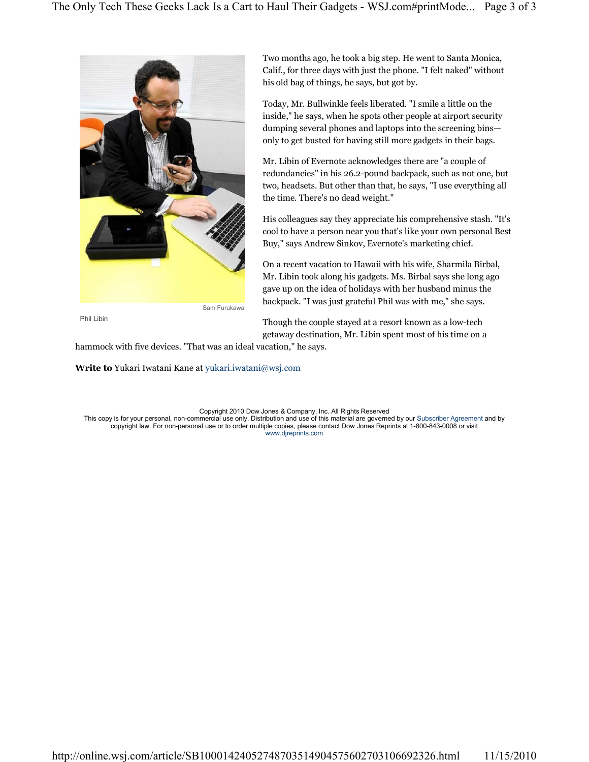Sam Furukawa

Phil Libin

Two months ago, he took a big step. He went to Santa Monica, Calif., for three days with just the phone. "I felt naked" without his old bag of things, he says, but got by.

Today, Mr. Bullwinkle feels liberated. "I smile a little on the inside," he says, when he spots other people at airport security dumping several phones and laptops into the screening bins—only to get busted for having still more gadgets in their bags.

Mr. Libin of Evernote acknowledges there are "a couple of redundancies" in his 26.2-pound backpack, such as not one, but two, headsets. But other than that, he says, "I use everything all the time. There's no dead weight."

His colleagues say they appreciate his comprehensive stash. "It's cool to have a person near you that's like your own personal Best Buy," says Andrew Sinkov, Evernote's marketing chief.

On a recent vacation to Hawaii with his wife, Sharmila Birbal, Mr. Libin took along his gadgets. Ms. Birbal says she long ago gave up on the idea of holidays with her husband minus the backpack. "I was just grateful Phil was with me," she says.

Though the couple stayed at a resort known as a low-tech getaway destination, Mr. Libin spent most of his time on a hammock with five devices. "That was an ideal vacation," he says.

**Write to** Yukari Iwatani Kane at yukari.iwatani@wsj.com

Copyright 2010 Dow Jones & Company, Inc. All Rights Reserved
This copy is for your personal, non-commercial use only. Distribution and use of this material are governed by our Subscriber Agreement and by copyright law. For non-personal use or to order multiple copies, please contact Dow Jones Reprints at 1-800-843-0008 or visit www.djreprints.com